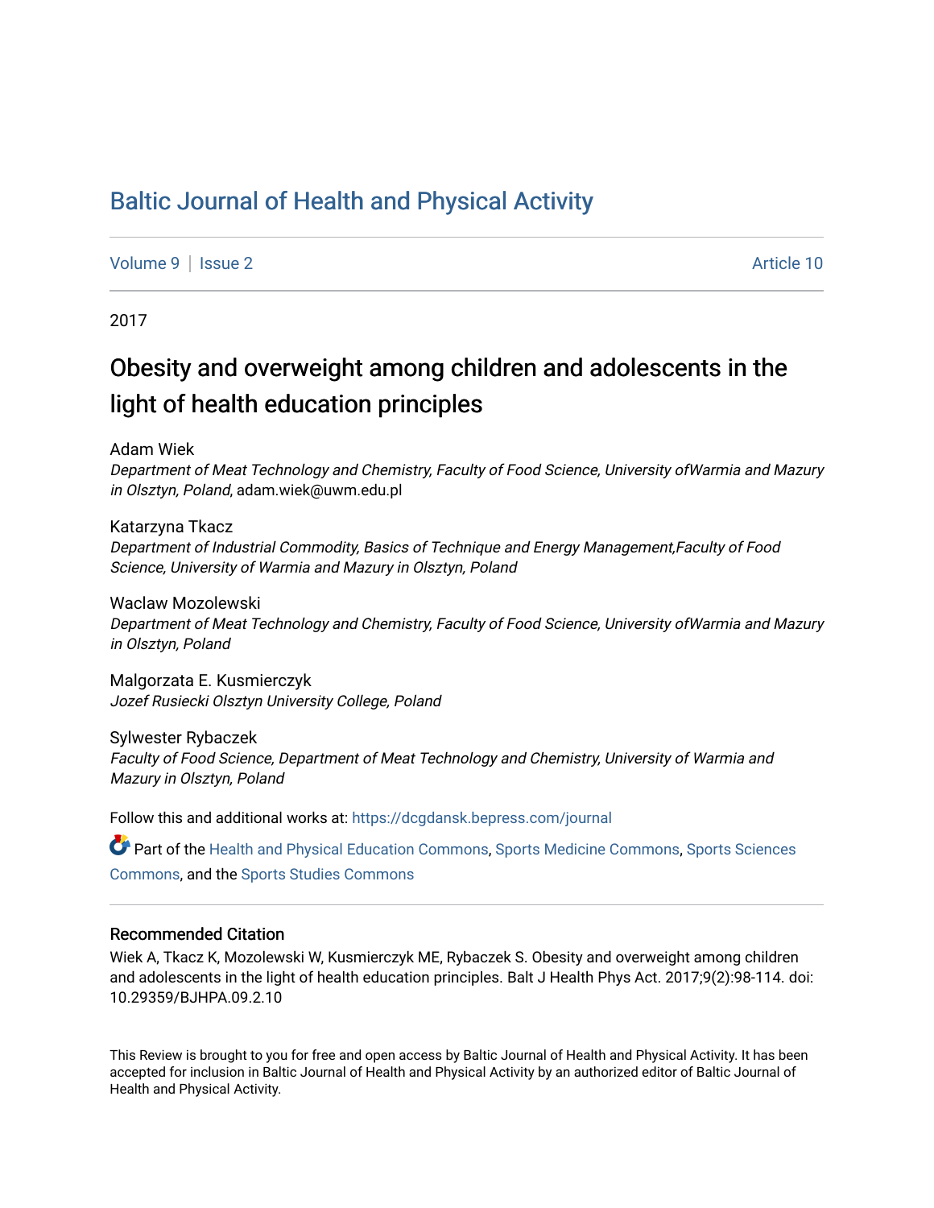# Baltic Journal of Health and Physical Activity

Volume 9 | Issue 2 Article 10

2017

## Obesity and overweight among children and adolescents in the light of health education principles

Adam Wiek
*Department of Meat Technology and Chemistry, Faculty of Food Science, University ofWarmia and Mazury in Olsztyn, Poland*, adam.wiek@uwm.edu.pl

Katarzyna Tkacz
*Department of Industrial Commodity, Basics of Technique and Energy Management,Faculty of Food Science, University of Warmia and Mazury in Olsztyn, Poland*

Waclaw Mozolewski
*Department of Meat Technology and Chemistry, Faculty of Food Science, University ofWarmia and Mazury in Olsztyn, Poland*

Malgorzata E. Kusmierczyk
*Jozef Rusiecki Olsztyn University College, Poland*

Sylwester Rybaczek
*Faculty of Food Science, Department of Meat Technology and Chemistry, University of Warmia and Mazury in Olsztyn, Poland*

Follow this and additional works at: https://dcgdansk.bepress.com/journal

Part of the Health and Physical Education Commons, Sports Medicine Commons, Sports Sciences Commons, and the Sports Studies Commons

### Recommended Citation

Wiek A, Tkacz K, Mozolewski W, Kusmierczyk ME, Rybaczek S. Obesity and overweight among children and adolescents in the light of health education principles. Balt J Health Phys Act. 2017;9(2):98-114. doi: 10.29359/BJHPA.09.2.10

This Review is brought to you for free and open access by Baltic Journal of Health and Physical Activity. It has been accepted for inclusion in Baltic Journal of Health and Physical Activity by an authorized editor of Baltic Journal of Health and Physical Activity.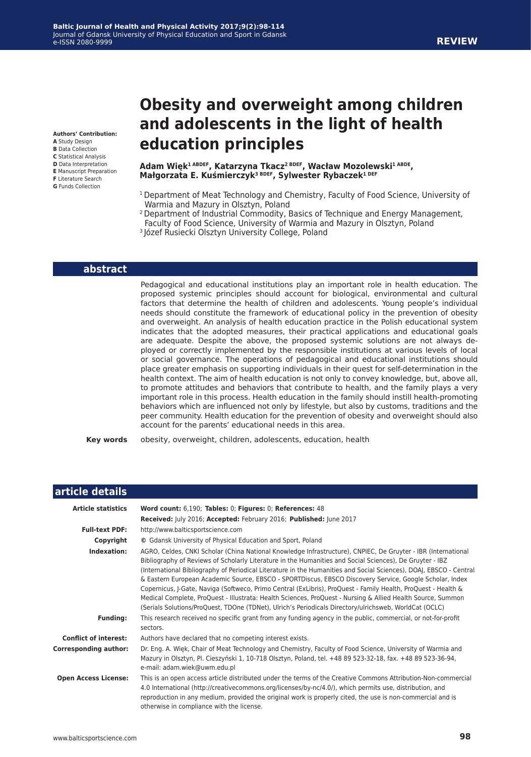**Authors' Contribution:**
**A** Study Design
**B** Data Collection
**C** Statistical Analysis
**D** Data Interpretation
**E** Manuscript Preparation
**F** Literature Search
**G** Funds Collection

**REVIEW**

# Obesity and overweight among children and adolescents in the light of health education principles

**Adam Więk[1 ABDEF], Katarzyna Tkacz[2 BDEF], Wacław Mozolewski[1 ABDE], Małgorzata E. Kuśmierczyk[3 BDEF], Sylwester Rybaczek[1 DEF]**

[1] Department of Meat Technology and Chemistry, Faculty of Food Science, University of Warmia and Mazury in Olsztyn, Poland
[2] Department of Industrial Commodity, Basics of Technique and Energy Management, Faculty of Food Science, University of Warmia and Mazury in Olsztyn, Poland
[3] Józef Rusiecki Olsztyn University College, Poland

## abstract

Pedagogical and educational institutions play an important role in health education. The proposed systemic principles should account for biological, environmental and cultural factors that determine the health of children and adolescents. Young people's individual needs should constitute the framework of educational policy in the prevention of obesity and overweight. An analysis of health education practice in the Polish educational system indicates that the adopted measures, their practical applications and educational goals are adequate. Despite the above, the proposed systemic solutions are not always deployed or correctly implemented by the responsible institutions at various levels of local or social governance. The operations of pedagogical and educational institutions should place greater emphasis on supporting individuals in their quest for self-determination in the health context. The aim of health education is not only to convey knowledge, but, above all, to promote attitudes and behaviors that contribute to health, and the family plays a very important role in this process. Health education in the family should instill health-promoting behaviors which are influenced not only by lifestyle, but also by customs, traditions and the peer community. Health education for the prevention of obesity and overweight should also account for the parents' educational needs in this area.

**Key words** obesity, overweight, children, adolescents, education, health

## article details

| | |
|---|---|
| **Article statistics** | **Word count:** 6,190; **Tables:** 0; **Figures:** 0; **References:** 48<br>**Received:** July 2016; **Accepted:** February 2016; **Published:** June 2017 |
| **Full-text PDF:** | http://www.balticsportscience.com |
| **Copyright** | © Gdansk University of Physical Education and Sport, Poland |
| **Indexation:** | AGRO, Celdes, CNKI Scholar (China National Knowledge Infrastructure), CNPIEC, De Gruyter - IBR (International Bibliography of Reviews of Scholarly Literature in the Humanities and Social Sciences), De Gruyter - IBZ (International Bibliography of Periodical Literature in the Humanities and Social Sciences), DOAJ, EBSCO - Central & Eastern European Academic Source, EBSCO - SPORTDiscus, EBSCO Discovery Service, Google Scholar, Index Copernicus, J-Gate, Naviga (Softweco, Primo Central (ExLibris), ProQuest - Family Health, ProQuest - Health & Medical Complete, ProQuest - Illustrata: Health Sciences, ProQuest - Nursing & Allied Health Source, Summon (Serials Solutions/ProQuest, TDOne (TDNet), Ulrich's Periodicals Directory/ulrichsweb, WorldCat (OCLC) |
| **Funding:** | This research received no specific grant from any funding agency in the public, commercial, or not-for-profit sectors. |
| **Conflict of interest:** | Authors have declared that no competing interest exists. |
| **Corresponding author:** | Dr. Eng. A. Więk, Chair of Meat Technology and Chemistry, Faculty of Food Science, University of Warmia and Mazury in Olsztyn, Pl. Cieszyński 1, 10-718 Olsztyn, Poland, tel. +48 89 523-32-18, fax. +48 89 523-36-94, e-mail: adam.wiek@uwm.edu.pl |
| **Open Access License:** | This is an open access article distributed under the terms of the Creative Commons Attribution-Non-commercial 4.0 International (http://creativecommons.org/licenses/by-nc/4.0/), which permits use, distribution, and reproduction in any medium, provided the original work is properly cited, the use is non-commercial and is otherwise in compliance with the license. |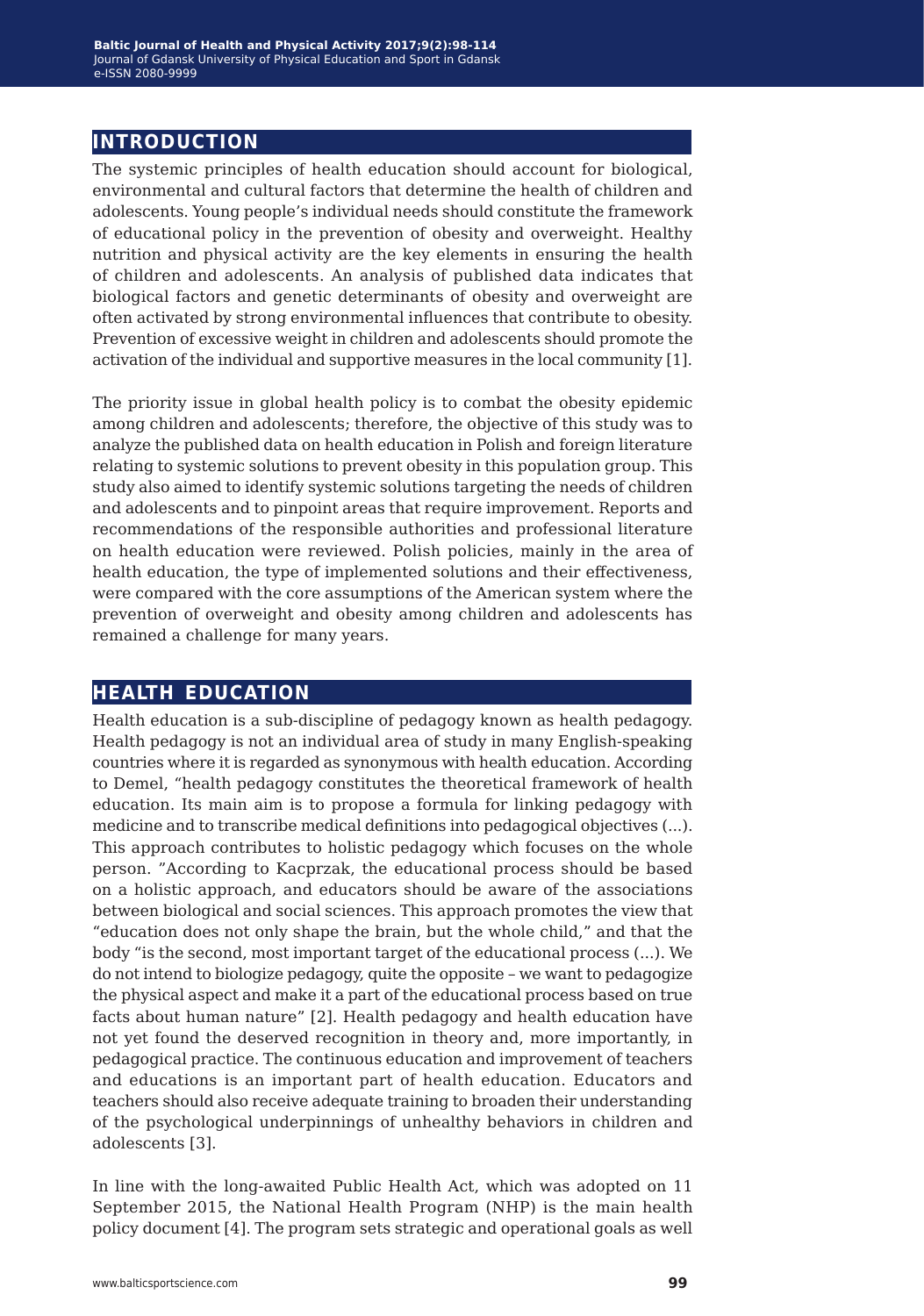## INTRODUCTION

The systemic principles of health education should account for biological, environmental and cultural factors that determine the health of children and adolescents. Young people's individual needs should constitute the framework of educational policy in the prevention of obesity and overweight. Healthy nutrition and physical activity are the key elements in ensuring the health of children and adolescents. An analysis of published data indicates that biological factors and genetic determinants of obesity and overweight are often activated by strong environmental influences that contribute to obesity. Prevention of excessive weight in children and adolescents should promote the activation of the individual and supportive measures in the local community [1].

The priority issue in global health policy is to combat the obesity epidemic among children and adolescents; therefore, the objective of this study was to analyze the published data on health education in Polish and foreign literature relating to systemic solutions to prevent obesity in this population group. This study also aimed to identify systemic solutions targeting the needs of children and adolescents and to pinpoint areas that require improvement. Reports and recommendations of the responsible authorities and professional literature on health education were reviewed. Polish policies, mainly in the area of health education, the type of implemented solutions and their effectiveness, were compared with the core assumptions of the American system where the prevention of overweight and obesity among children and adolescents has remained a challenge for many years.

## HEALTH EDUCATION

Health education is a sub-discipline of pedagogy known as health pedagogy. Health pedagogy is not an individual area of study in many English-speaking countries where it is regarded as synonymous with health education. According to Demel, "health pedagogy constitutes the theoretical framework of health education. Its main aim is to propose a formula for linking pedagogy with medicine and to transcribe medical definitions into pedagogical objectives (...). This approach contributes to holistic pedagogy which focuses on the whole person. "According to Kacprzak, the educational process should be based on a holistic approach, and educators should be aware of the associations between biological and social sciences. This approach promotes the view that "education does not only shape the brain, but the whole child," and that the body "is the second, most important target of the educational process (...). We do not intend to biologize pedagogy, quite the opposite – we want to pedagogize the physical aspect and make it a part of the educational process based on true facts about human nature" [2]. Health pedagogy and health education have not yet found the deserved recognition in theory and, more importantly, in pedagogical practice. The continuous education and improvement of teachers and educations is an important part of health education. Educators and teachers should also receive adequate training to broaden their understanding of the psychological underpinnings of unhealthy behaviors in children and adolescents [3].

In line with the long-awaited Public Health Act, which was adopted on 11 September 2015, the National Health Program (NHP) is the main health policy document [4]. The program sets strategic and operational goals as well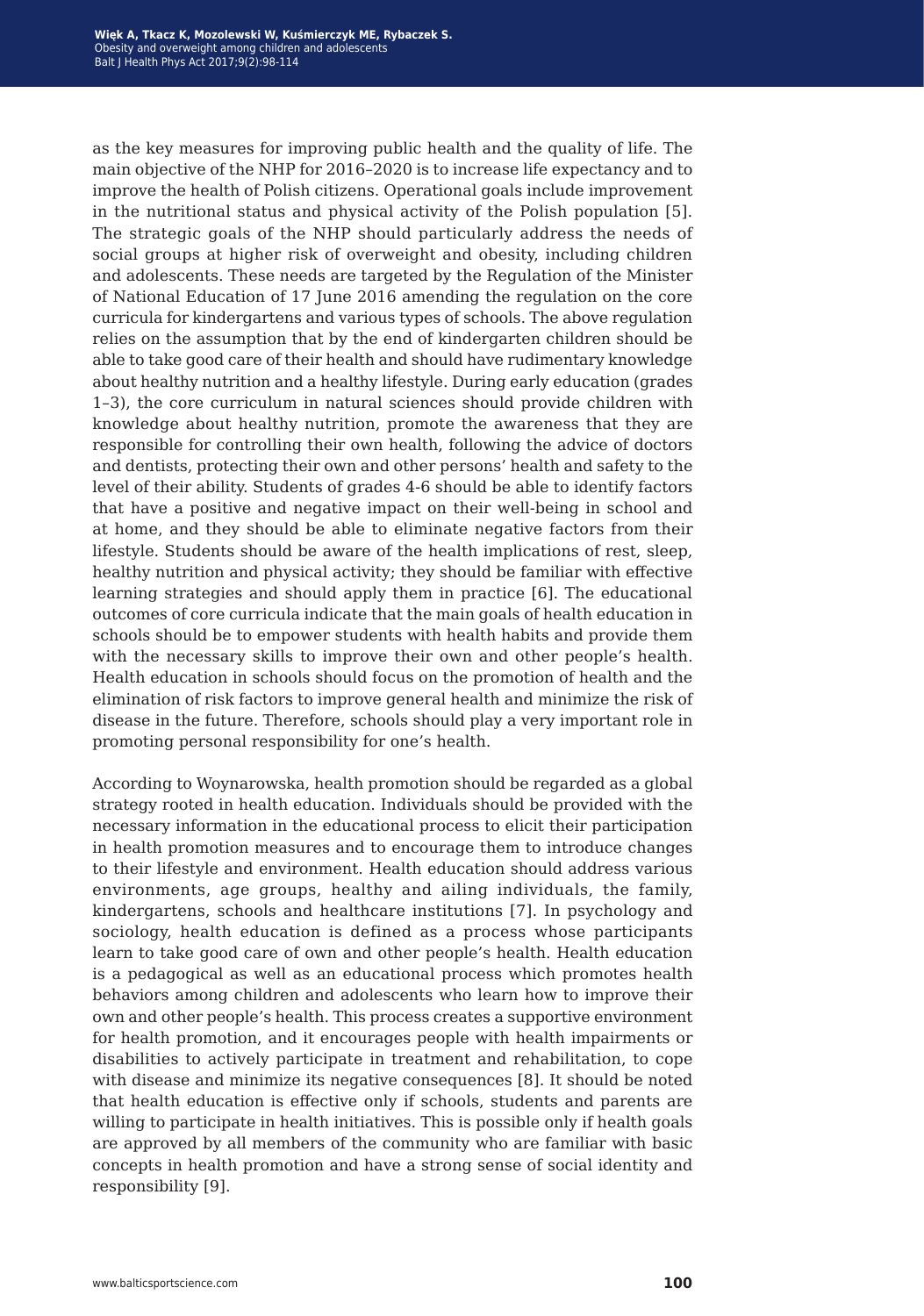as the key measures for improving public health and the quality of life. The main objective of the NHP for 2016–2020 is to increase life expectancy and to improve the health of Polish citizens. Operational goals include improvement in the nutritional status and physical activity of the Polish population [5]. The strategic goals of the NHP should particularly address the needs of social groups at higher risk of overweight and obesity, including children and adolescents. These needs are targeted by the Regulation of the Minister of National Education of 17 June 2016 amending the regulation on the core curricula for kindergartens and various types of schools. The above regulation relies on the assumption that by the end of kindergarten children should be able to take good care of their health and should have rudimentary knowledge about healthy nutrition and a healthy lifestyle. During early education (grades 1–3), the core curriculum in natural sciences should provide children with knowledge about healthy nutrition, promote the awareness that they are responsible for controlling their own health, following the advice of doctors and dentists, protecting their own and other persons' health and safety to the level of their ability. Students of grades 4-6 should be able to identify factors that have a positive and negative impact on their well-being in school and at home, and they should be able to eliminate negative factors from their lifestyle. Students should be aware of the health implications of rest, sleep, healthy nutrition and physical activity; they should be familiar with effective learning strategies and should apply them in practice [6]. The educational outcomes of core curricula indicate that the main goals of health education in schools should be to empower students with health habits and provide them with the necessary skills to improve their own and other people's health. Health education in schools should focus on the promotion of health and the elimination of risk factors to improve general health and minimize the risk of disease in the future. Therefore, schools should play a very important role in promoting personal responsibility for one's health.

According to Woynarowska, health promotion should be regarded as a global strategy rooted in health education. Individuals should be provided with the necessary information in the educational process to elicit their participation in health promotion measures and to encourage them to introduce changes to their lifestyle and environment. Health education should address various environments, age groups, healthy and ailing individuals, the family, kindergartens, schools and healthcare institutions [7]. In psychology and sociology, health education is defined as a process whose participants learn to take good care of own and other people's health. Health education is a pedagogical as well as an educational process which promotes health behaviors among children and adolescents who learn how to improve their own and other people's health. This process creates a supportive environment for health promotion, and it encourages people with health impairments or disabilities to actively participate in treatment and rehabilitation, to cope with disease and minimize its negative consequences [8]. It should be noted that health education is effective only if schools, students and parents are willing to participate in health initiatives. This is possible only if health goals are approved by all members of the community who are familiar with basic concepts in health promotion and have a strong sense of social identity and responsibility [9].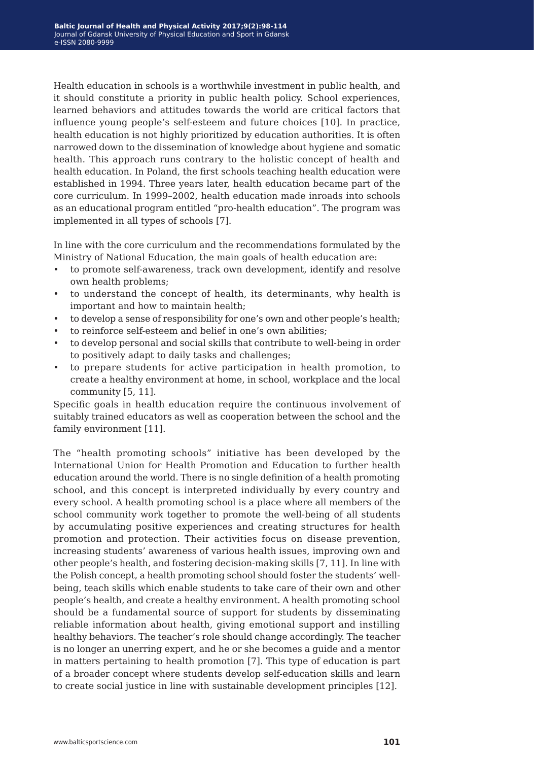Health education in schools is a worthwhile investment in public health, and it should constitute a priority in public health policy. School experiences, learned behaviors and attitudes towards the world are critical factors that influence young people's self-esteem and future choices [10]. In practice, health education is not highly prioritized by education authorities. It is often narrowed down to the dissemination of knowledge about hygiene and somatic health. This approach runs contrary to the holistic concept of health and health education. In Poland, the first schools teaching health education were established in 1994. Three years later, health education became part of the core curriculum. In 1999–2002, health education made inroads into schools as an educational program entitled "pro-health education". The program was implemented in all types of schools [7].

In line with the core curriculum and the recommendations formulated by the Ministry of National Education, the main goals of health education are:

- to promote self-awareness, track own development, identify and resolve own health problems;
- to understand the concept of health, its determinants, why health is important and how to maintain health;
- to develop a sense of responsibility for one's own and other people's health;
- to reinforce self-esteem and belief in one's own abilities;
- to develop personal and social skills that contribute to well-being in order to positively adapt to daily tasks and challenges;
- to prepare students for active participation in health promotion, to create a healthy environment at home, in school, workplace and the local community [5, 11].

Specific goals in health education require the continuous involvement of suitably trained educators as well as cooperation between the school and the family environment [11].

The "health promoting schools" initiative has been developed by the International Union for Health Promotion and Education to further health education around the world. There is no single definition of a health promoting school, and this concept is interpreted individually by every country and every school. A health promoting school is a place where all members of the school community work together to promote the well-being of all students by accumulating positive experiences and creating structures for health promotion and protection. Their activities focus on disease prevention, increasing students' awareness of various health issues, improving own and other people's health, and fostering decision-making skills [7, 11]. In line with the Polish concept, a health promoting school should foster the students' well-being, teach skills which enable students to take care of their own and other people's health, and create a healthy environment. A health promoting school should be a fundamental source of support for students by disseminating reliable information about health, giving emotional support and instilling healthy behaviors. The teacher's role should change accordingly. The teacher is no longer an unerring expert, and he or she becomes a guide and a mentor in matters pertaining to health promotion [7]. This type of education is part of a broader concept where students develop self-education skills and learn to create social justice in line with sustainable development principles [12].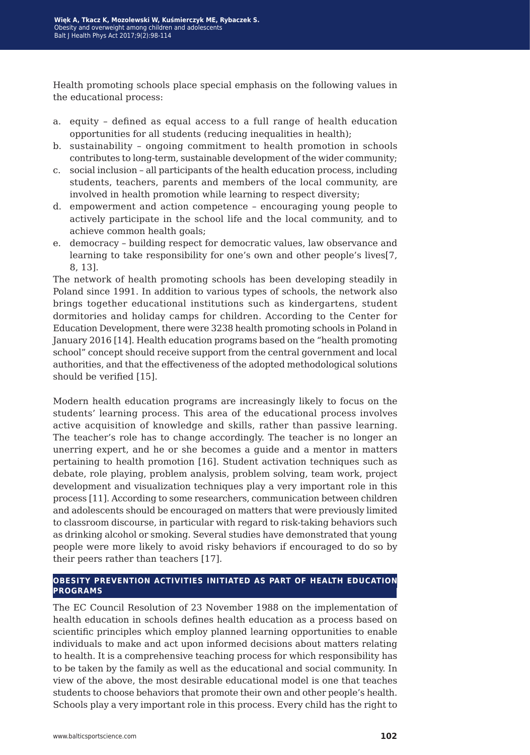Health promoting schools place special emphasis on the following values in the educational process:

a. equity – defined as equal access to a full range of health education opportunities for all students (reducing inequalities in health);
b. sustainability – ongoing commitment to health promotion in schools contributes to long-term, sustainable development of the wider community;
c. social inclusion – all participants of the health education process, including students, teachers, parents and members of the local community, are involved in health promotion while learning to respect diversity;
d. empowerment and action competence – encouraging young people to actively participate in the school life and the local community, and to achieve common health goals;
e. democracy – building respect for democratic values, law observance and learning to take responsibility for one's own and other people's lives[7, 8, 13].

The network of health promoting schools has been developing steadily in Poland since 1991. In addition to various types of schools, the network also brings together educational institutions such as kindergartens, student dormitories and holiday camps for children. According to the Center for Education Development, there were 3238 health promoting schools in Poland in January 2016 [14]. Health education programs based on the "health promoting school" concept should receive support from the central government and local authorities, and that the effectiveness of the adopted methodological solutions should be verified [15].

Modern health education programs are increasingly likely to focus on the students' learning process. This area of the educational process involves active acquisition of knowledge and skills, rather than passive learning. The teacher's role has to change accordingly. The teacher is no longer an unerring expert, and he or she becomes a guide and a mentor in matters pertaining to health promotion [16]. Student activation techniques such as debate, role playing, problem analysis, problem solving, team work, project development and visualization techniques play a very important role in this process [11]. According to some researchers, communication between children and adolescents should be encouraged on matters that were previously limited to classroom discourse, in particular with regard to risk-taking behaviors such as drinking alcohol or smoking. Several studies have demonstrated that young people were more likely to avoid risky behaviors if encouraged to do so by their peers rather than teachers [17].

## OBESITY PREVENTION ACTIVITIES INITIATED AS PART OF HEALTH EDUCATION PROGRAMS

The EC Council Resolution of 23 November 1988 on the implementation of health education in schools defines health education as a process based on scientific principles which employ planned learning opportunities to enable individuals to make and act upon informed decisions about matters relating to health. It is a comprehensive teaching process for which responsibility has to be taken by the family as well as the educational and social community. In view of the above, the most desirable educational model is one that teaches students to choose behaviors that promote their own and other people's health. Schools play a very important role in this process. Every child has the right to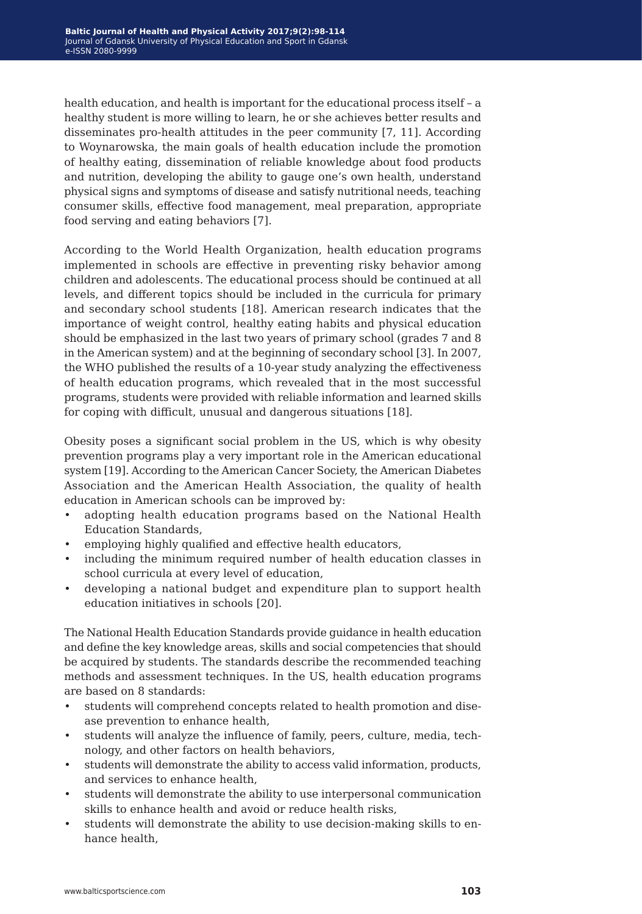health education, and health is important for the educational process itself – a healthy student is more willing to learn, he or she achieves better results and disseminates pro-health attitudes in the peer community [7, 11]. According to Woynarowska, the main goals of health education include the promotion of healthy eating, dissemination of reliable knowledge about food products and nutrition, developing the ability to gauge one's own health, understand physical signs and symptoms of disease and satisfy nutritional needs, teaching consumer skills, effective food management, meal preparation, appropriate food serving and eating behaviors [7].

According to the World Health Organization, health education programs implemented in schools are effective in preventing risky behavior among children and adolescents. The educational process should be continued at all levels, and different topics should be included in the curricula for primary and secondary school students [18]. American research indicates that the importance of weight control, healthy eating habits and physical education should be emphasized in the last two years of primary school (grades 7 and 8 in the American system) and at the beginning of secondary school [3]. In 2007, the WHO published the results of a 10-year study analyzing the effectiveness of health education programs, which revealed that in the most successful programs, students were provided with reliable information and learned skills for coping with difficult, unusual and dangerous situations [18].

Obesity poses a significant social problem in the US, which is why obesity prevention programs play a very important role in the American educational system [19]. According to the American Cancer Society, the American Diabetes Association and the American Health Association, the quality of health education in American schools can be improved by:

- adopting health education programs based on the National Health Education Standards,
- employing highly qualified and effective health educators,
- including the minimum required number of health education classes in school curricula at every level of education,
- developing a national budget and expenditure plan to support health education initiatives in schools [20].

The National Health Education Standards provide guidance in health education and define the key knowledge areas, skills and social competencies that should be acquired by students. The standards describe the recommended teaching methods and assessment techniques. In the US, health education programs are based on 8 standards:

- students will comprehend concepts related to health promotion and disease prevention to enhance health,
- students will analyze the influence of family, peers, culture, media, technology, and other factors on health behaviors,
- students will demonstrate the ability to access valid information, products, and services to enhance health,
- students will demonstrate the ability to use interpersonal communication skills to enhance health and avoid or reduce health risks,
- students will demonstrate the ability to use decision-making skills to enhance health,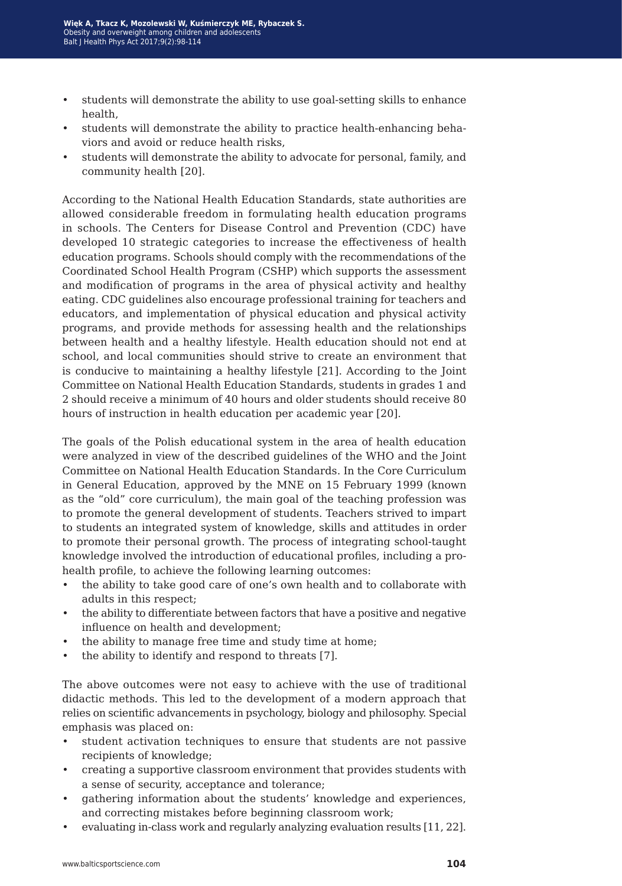- students will demonstrate the ability to use goal-setting skills to enhance health,
- students will demonstrate the ability to practice health-enhancing behaviors and avoid or reduce health risks,
- students will demonstrate the ability to advocate for personal, family, and community health [20].

According to the National Health Education Standards, state authorities are allowed considerable freedom in formulating health education programs in schools. The Centers for Disease Control and Prevention (CDC) have developed 10 strategic categories to increase the effectiveness of health education programs. Schools should comply with the recommendations of the Coordinated School Health Program (CSHP) which supports the assessment and modification of programs in the area of physical activity and healthy eating. CDC guidelines also encourage professional training for teachers and educators, and implementation of physical education and physical activity programs, and provide methods for assessing health and the relationships between health and a healthy lifestyle. Health education should not end at school, and local communities should strive to create an environment that is conducive to maintaining a healthy lifestyle [21]. According to the Joint Committee on National Health Education Standards, students in grades 1 and 2 should receive a minimum of 40 hours and older students should receive 80 hours of instruction in health education per academic year [20].

The goals of the Polish educational system in the area of health education were analyzed in view of the described guidelines of the WHO and the Joint Committee on National Health Education Standards. In the Core Curriculum in General Education, approved by the MNE on 15 February 1999 (known as the "old" core curriculum), the main goal of the teaching profession was to promote the general development of students. Teachers strived to impart to students an integrated system of knowledge, skills and attitudes in order to promote their personal growth. The process of integrating school-taught knowledge involved the introduction of educational profiles, including a pro-health profile, to achieve the following learning outcomes:

- the ability to take good care of one's own health and to collaborate with adults in this respect;
- the ability to differentiate between factors that have a positive and negative influence on health and development;
- the ability to manage free time and study time at home;
- the ability to identify and respond to threats [7].

The above outcomes were not easy to achieve with the use of traditional didactic methods. This led to the development of a modern approach that relies on scientific advancements in psychology, biology and philosophy. Special emphasis was placed on:

- student activation techniques to ensure that students are not passive recipients of knowledge;
- creating a supportive classroom environment that provides students with a sense of security, acceptance and tolerance;
- gathering information about the students' knowledge and experiences, and correcting mistakes before beginning classroom work;
- evaluating in-class work and regularly analyzing evaluation results [11, 22].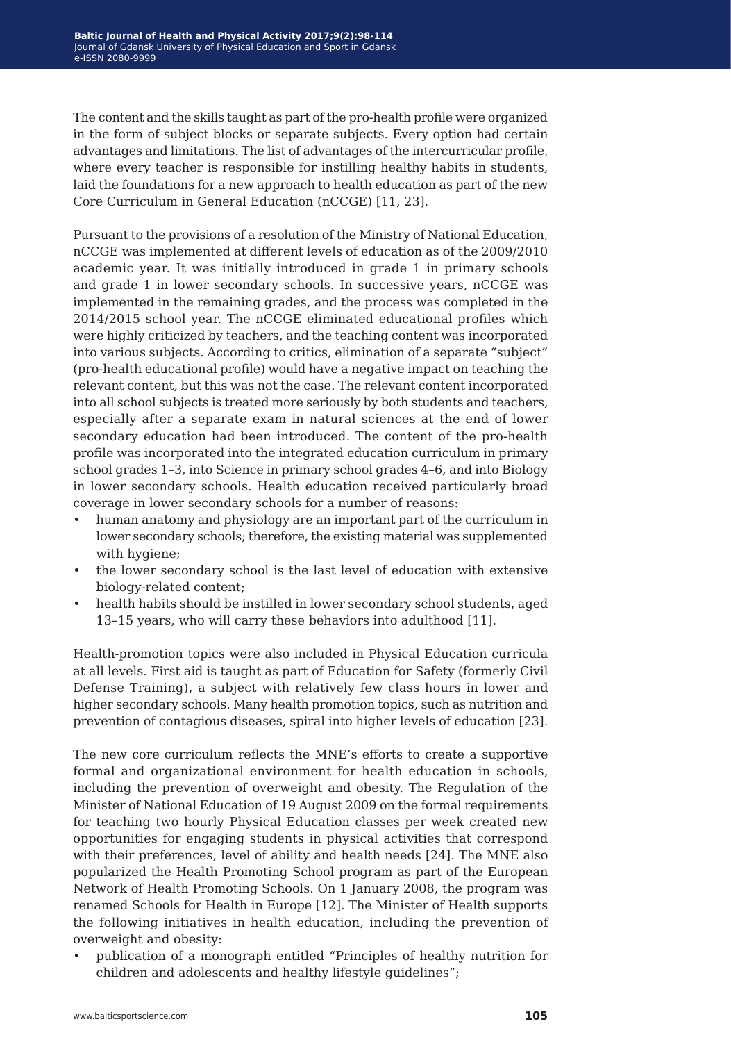The content and the skills taught as part of the pro-health profile were organized in the form of subject blocks or separate subjects. Every option had certain advantages and limitations. The list of advantages of the intercurricular profile, where every teacher is responsible for instilling healthy habits in students, laid the foundations for a new approach to health education as part of the new Core Curriculum in General Education (nCCGE) [11, 23].

Pursuant to the provisions of a resolution of the Ministry of National Education, nCCGE was implemented at different levels of education as of the 2009/2010 academic year. It was initially introduced in grade 1 in primary schools and grade 1 in lower secondary schools. In successive years, nCCGE was implemented in the remaining grades, and the process was completed in the 2014/2015 school year. The nCCGE eliminated educational profiles which were highly criticized by teachers, and the teaching content was incorporated into various subjects. According to critics, elimination of a separate "subject" (pro-health educational profile) would have a negative impact on teaching the relevant content, but this was not the case. The relevant content incorporated into all school subjects is treated more seriously by both students and teachers, especially after a separate exam in natural sciences at the end of lower secondary education had been introduced. The content of the pro-health profile was incorporated into the integrated education curriculum in primary school grades 1–3, into Science in primary school grades 4–6, and into Biology in lower secondary schools. Health education received particularly broad coverage in lower secondary schools for a number of reasons:

- human anatomy and physiology are an important part of the curriculum in lower secondary schools; therefore, the existing material was supplemented with hygiene;
- the lower secondary school is the last level of education with extensive biology-related content;
- health habits should be instilled in lower secondary school students, aged 13–15 years, who will carry these behaviors into adulthood [11].

Health-promotion topics were also included in Physical Education curricula at all levels. First aid is taught as part of Education for Safety (formerly Civil Defense Training), a subject with relatively few class hours in lower and higher secondary schools. Many health promotion topics, such as nutrition and prevention of contagious diseases, spiral into higher levels of education [23].

The new core curriculum reflects the MNE's efforts to create a supportive formal and organizational environment for health education in schools, including the prevention of overweight and obesity. The Regulation of the Minister of National Education of 19 August 2009 on the formal requirements for teaching two hourly Physical Education classes per week created new opportunities for engaging students in physical activities that correspond with their preferences, level of ability and health needs [24]. The MNE also popularized the Health Promoting School program as part of the European Network of Health Promoting Schools. On 1 January 2008, the program was renamed Schools for Health in Europe [12]. The Minister of Health supports the following initiatives in health education, including the prevention of overweight and obesity:

- publication of a monograph entitled "Principles of healthy nutrition for children and adolescents and healthy lifestyle guidelines";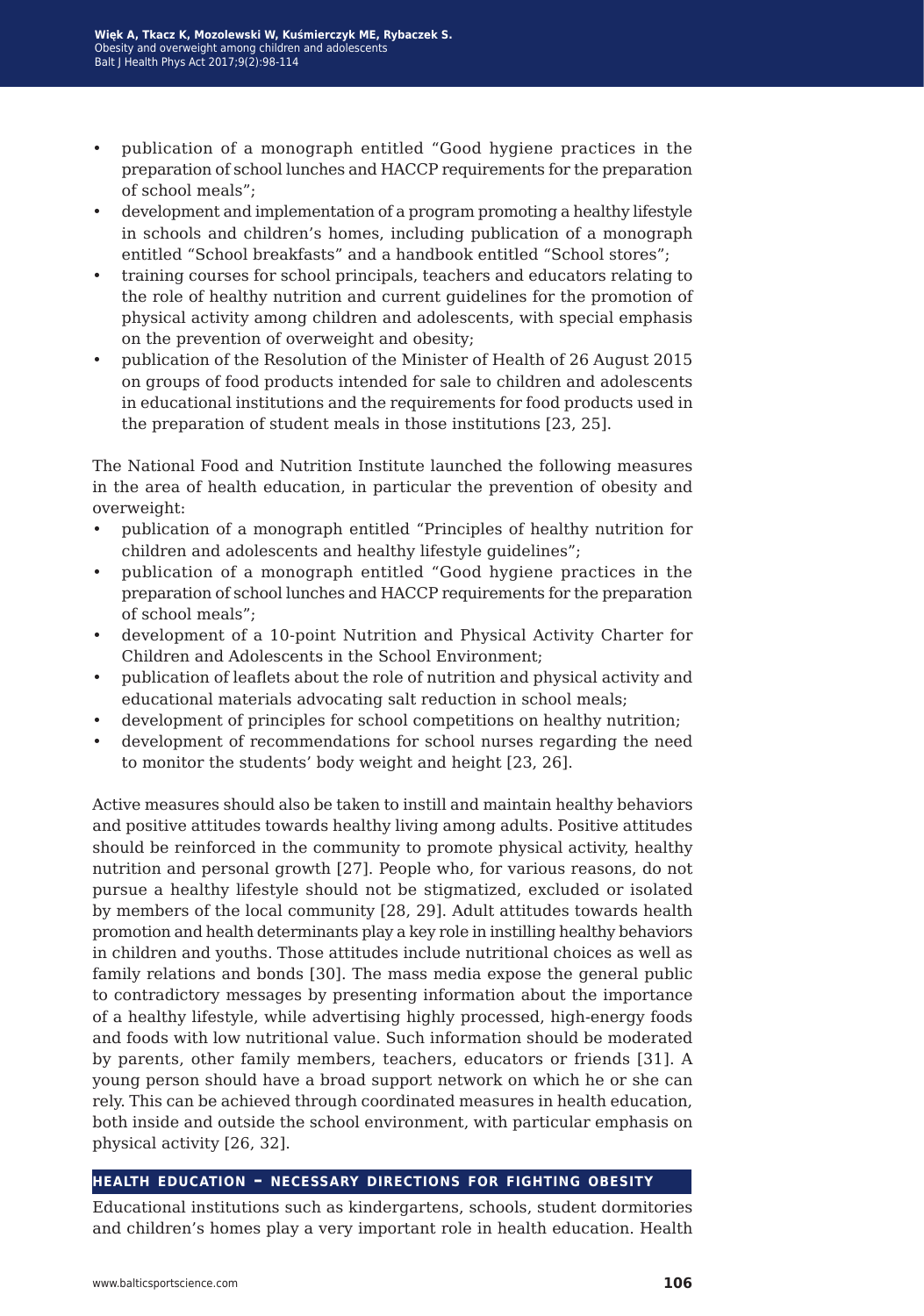- publication of a monograph entitled "Good hygiene practices in the preparation of school lunches and HACCP requirements for the preparation of school meals";
- development and implementation of a program promoting a healthy lifestyle in schools and children's homes, including publication of a monograph entitled "School breakfasts" and a handbook entitled "School stores";
- training courses for school principals, teachers and educators relating to the role of healthy nutrition and current guidelines for the promotion of physical activity among children and adolescents, with special emphasis on the prevention of overweight and obesity;
- publication of the Resolution of the Minister of Health of 26 August 2015 on groups of food products intended for sale to children and adolescents in educational institutions and the requirements for food products used in the preparation of student meals in those institutions [23, 25].

The National Food and Nutrition Institute launched the following measures in the area of health education, in particular the prevention of obesity and overweight:

- publication of a monograph entitled "Principles of healthy nutrition for children and adolescents and healthy lifestyle guidelines";
- publication of a monograph entitled "Good hygiene practices in the preparation of school lunches and HACCP requirements for the preparation of school meals";
- development of a 10-point Nutrition and Physical Activity Charter for Children and Adolescents in the School Environment;
- publication of leaflets about the role of nutrition and physical activity and educational materials advocating salt reduction in school meals;
- development of principles for school competitions on healthy nutrition;
- development of recommendations for school nurses regarding the need to monitor the students' body weight and height [23, 26].

Active measures should also be taken to instill and maintain healthy behaviors and positive attitudes towards healthy living among adults. Positive attitudes should be reinforced in the community to promote physical activity, healthy nutrition and personal growth [27]. People who, for various reasons, do not pursue a healthy lifestyle should not be stigmatized, excluded or isolated by members of the local community [28, 29]. Adult attitudes towards health promotion and health determinants play a key role in instilling healthy behaviors in children and youths. Those attitudes include nutritional choices as well as family relations and bonds [30]. The mass media expose the general public to contradictory messages by presenting information about the importance of a healthy lifestyle, while advertising highly processed, high-energy foods and foods with low nutritional value. Such information should be moderated by parents, other family members, teachers, educators or friends [31]. A young person should have a broad support network on which he or she can rely. This can be achieved through coordinated measures in health education, both inside and outside the school environment, with particular emphasis on physical activity [26, 32].

## HEALTH EDUCATION – NECESSARY DIRECTIONS FOR FIGHTING OBESITY

Educational institutions such as kindergartens, schools, student dormitories and children's homes play a very important role in health education. Health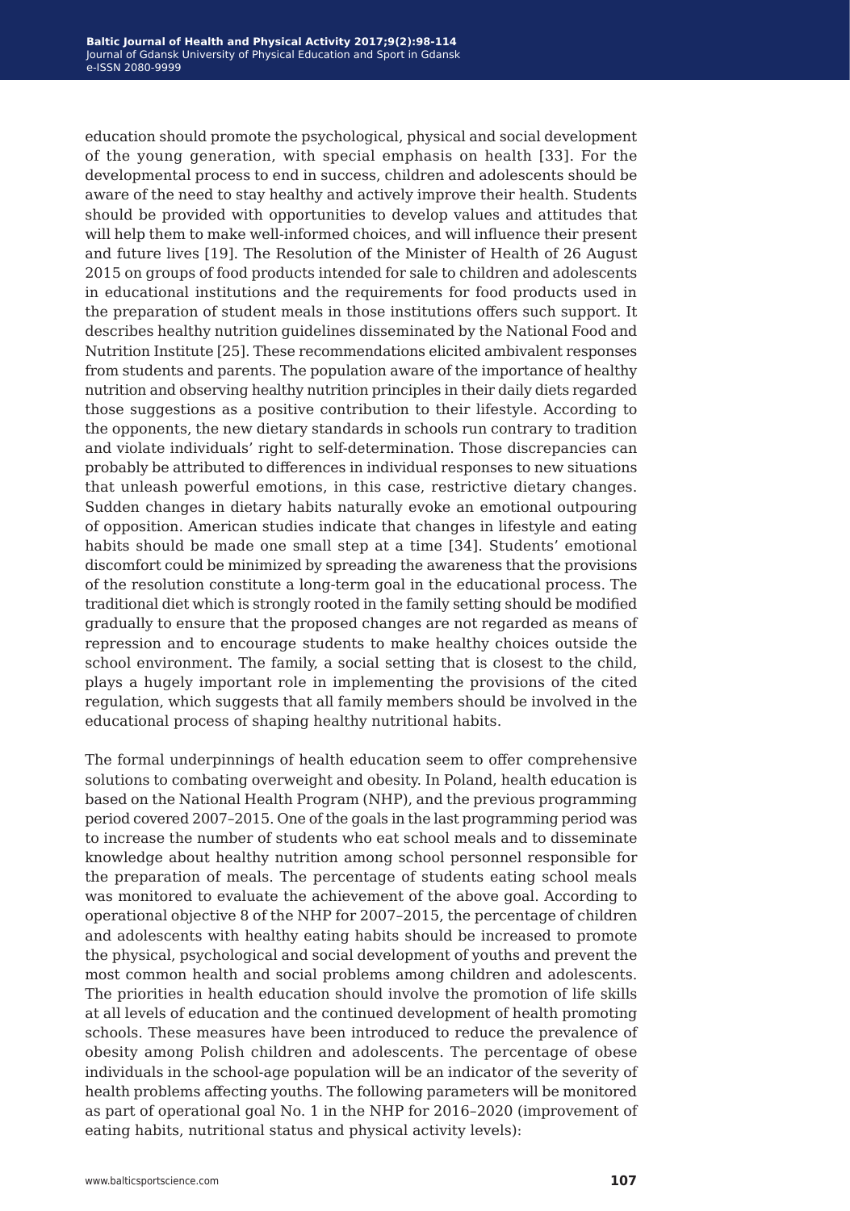education should promote the psychological, physical and social development of the young generation, with special emphasis on health [33]. For the developmental process to end in success, children and adolescents should be aware of the need to stay healthy and actively improve their health. Students should be provided with opportunities to develop values and attitudes that will help them to make well-informed choices, and will influence their present and future lives [19]. The Resolution of the Minister of Health of 26 August 2015 on groups of food products intended for sale to children and adolescents in educational institutions and the requirements for food products used in the preparation of student meals in those institutions offers such support. It describes healthy nutrition guidelines disseminated by the National Food and Nutrition Institute [25]. These recommendations elicited ambivalent responses from students and parents. The population aware of the importance of healthy nutrition and observing healthy nutrition principles in their daily diets regarded those suggestions as a positive contribution to their lifestyle. According to the opponents, the new dietary standards in schools run contrary to tradition and violate individuals' right to self-determination. Those discrepancies can probably be attributed to differences in individual responses to new situations that unleash powerful emotions, in this case, restrictive dietary changes. Sudden changes in dietary habits naturally evoke an emotional outpouring of opposition. American studies indicate that changes in lifestyle and eating habits should be made one small step at a time [34]. Students' emotional discomfort could be minimized by spreading the awareness that the provisions of the resolution constitute a long-term goal in the educational process. The traditional diet which is strongly rooted in the family setting should be modified gradually to ensure that the proposed changes are not regarded as means of repression and to encourage students to make healthy choices outside the school environment. The family, a social setting that is closest to the child, plays a hugely important role in implementing the provisions of the cited regulation, which suggests that all family members should be involved in the educational process of shaping healthy nutritional habits.

The formal underpinnings of health education seem to offer comprehensive solutions to combating overweight and obesity. In Poland, health education is based on the National Health Program (NHP), and the previous programming period covered 2007–2015. One of the goals in the last programming period was to increase the number of students who eat school meals and to disseminate knowledge about healthy nutrition among school personnel responsible for the preparation of meals. The percentage of students eating school meals was monitored to evaluate the achievement of the above goal. According to operational objective 8 of the NHP for 2007–2015, the percentage of children and adolescents with healthy eating habits should be increased to promote the physical, psychological and social development of youths and prevent the most common health and social problems among children and adolescents. The priorities in health education should involve the promotion of life skills at all levels of education and the continued development of health promoting schools. These measures have been introduced to reduce the prevalence of obesity among Polish children and adolescents. The percentage of obese individuals in the school-age population will be an indicator of the severity of health problems affecting youths. The following parameters will be monitored as part of operational goal No. 1 in the NHP for 2016–2020 (improvement of eating habits, nutritional status and physical activity levels):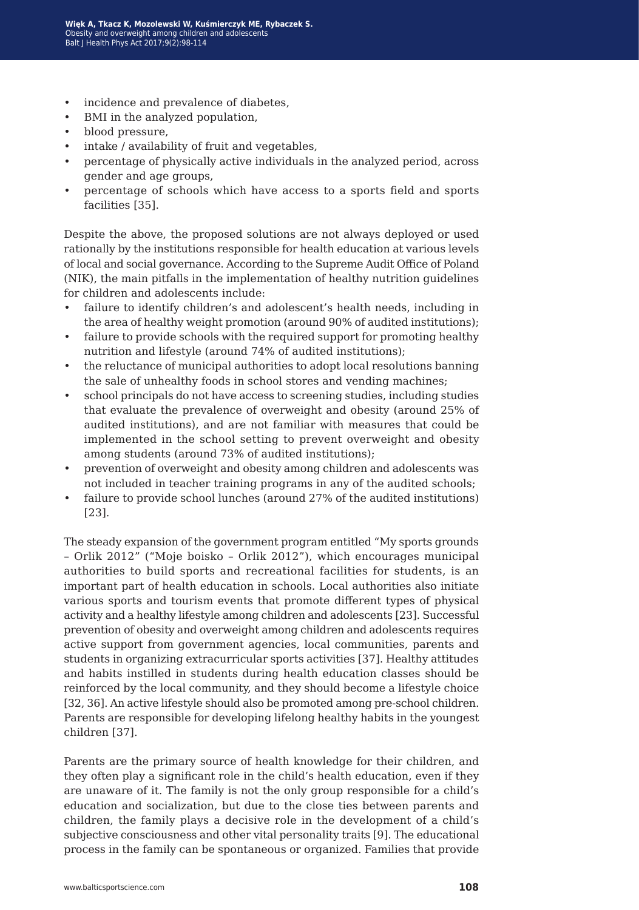- incidence and prevalence of diabetes,
- BMI in the analyzed population,
- blood pressure,
- intake / availability of fruit and vegetables,
- percentage of physically active individuals in the analyzed period, across gender and age groups,
- percentage of schools which have access to a sports field and sports facilities [35].

Despite the above, the proposed solutions are not always deployed or used rationally by the institutions responsible for health education at various levels of local and social governance. According to the Supreme Audit Office of Poland (NIK), the main pitfalls in the implementation of healthy nutrition guidelines for children and adolescents include:

- failure to identify children's and adolescent's health needs, including in the area of healthy weight promotion (around 90% of audited institutions);
- failure to provide schools with the required support for promoting healthy nutrition and lifestyle (around 74% of audited institutions);
- the reluctance of municipal authorities to adopt local resolutions banning the sale of unhealthy foods in school stores and vending machines;
- school principals do not have access to screening studies, including studies that evaluate the prevalence of overweight and obesity (around 25% of audited institutions), and are not familiar with measures that could be implemented in the school setting to prevent overweight and obesity among students (around 73% of audited institutions);
- prevention of overweight and obesity among children and adolescents was not included in teacher training programs in any of the audited schools;
- failure to provide school lunches (around 27% of the audited institutions) [23].

The steady expansion of the government program entitled "My sports grounds – Orlik 2012" ("Moje boisko – Orlik 2012"), which encourages municipal authorities to build sports and recreational facilities for students, is an important part of health education in schools. Local authorities also initiate various sports and tourism events that promote different types of physical activity and a healthy lifestyle among children and adolescents [23]. Successful prevention of obesity and overweight among children and adolescents requires active support from government agencies, local communities, parents and students in organizing extracurricular sports activities [37]. Healthy attitudes and habits instilled in students during health education classes should be reinforced by the local community, and they should become a lifestyle choice [32, 36]. An active lifestyle should also be promoted among pre-school children. Parents are responsible for developing lifelong healthy habits in the youngest children [37].

Parents are the primary source of health knowledge for their children, and they often play a significant role in the child's health education, even if they are unaware of it. The family is not the only group responsible for a child's education and socialization, but due to the close ties between parents and children, the family plays a decisive role in the development of a child's subjective consciousness and other vital personality traits [9]. The educational process in the family can be spontaneous or organized. Families that provide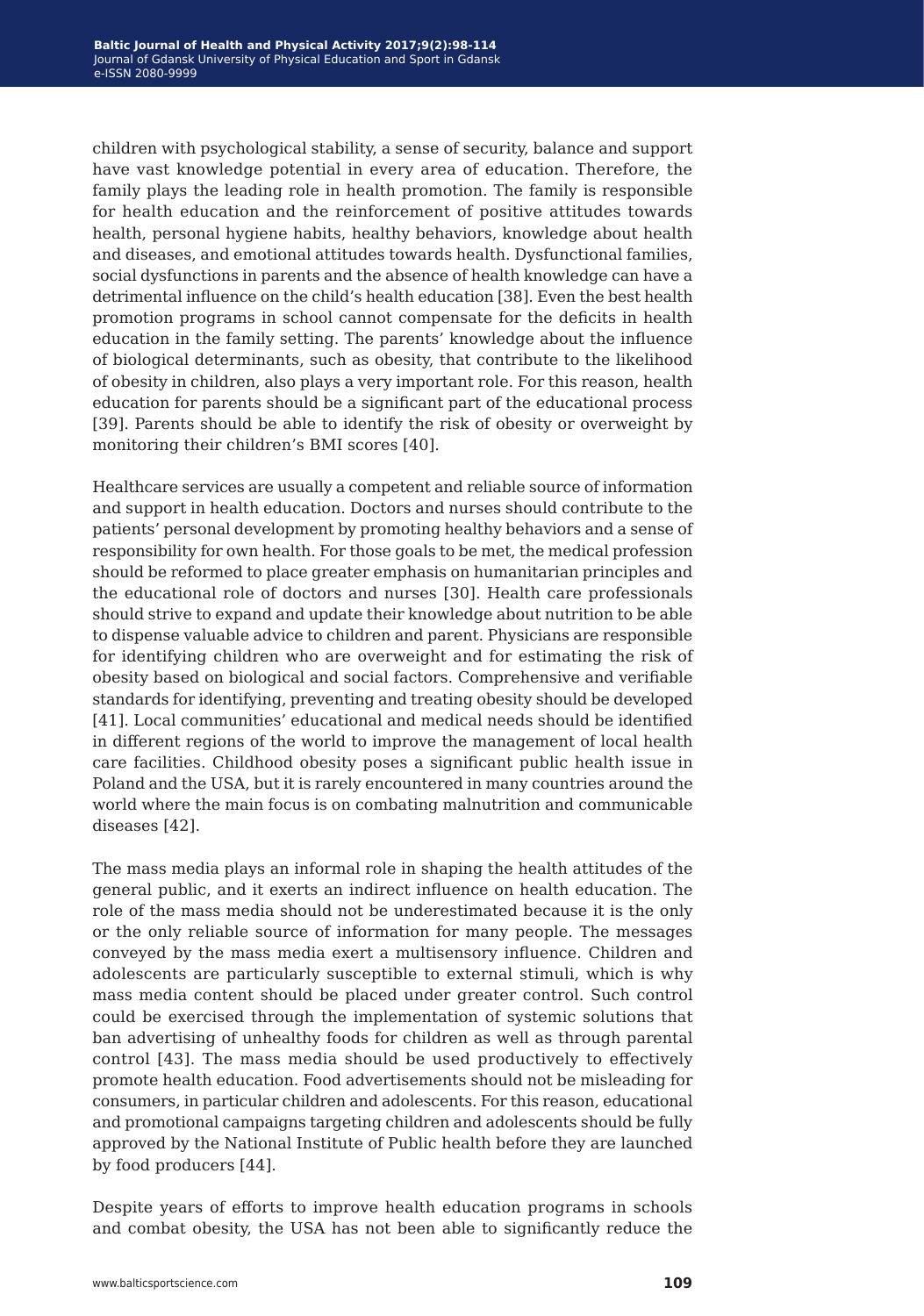children with psychological stability, a sense of security, balance and support have vast knowledge potential in every area of education. Therefore, the family plays the leading role in health promotion. The family is responsible for health education and the reinforcement of positive attitudes towards health, personal hygiene habits, healthy behaviors, knowledge about health and diseases, and emotional attitudes towards health. Dysfunctional families, social dysfunctions in parents and the absence of health knowledge can have a detrimental influence on the child's health education [38]. Even the best health promotion programs in school cannot compensate for the deficits in health education in the family setting. The parents' knowledge about the influence of biological determinants, such as obesity, that contribute to the likelihood of obesity in children, also plays a very important role. For this reason, health education for parents should be a significant part of the educational process [39]. Parents should be able to identify the risk of obesity or overweight by monitoring their children's BMI scores [40].

Healthcare services are usually a competent and reliable source of information and support in health education. Doctors and nurses should contribute to the patients' personal development by promoting healthy behaviors and a sense of responsibility for own health. For those goals to be met, the medical profession should be reformed to place greater emphasis on humanitarian principles and the educational role of doctors and nurses [30]. Health care professionals should strive to expand and update their knowledge about nutrition to be able to dispense valuable advice to children and parent. Physicians are responsible for identifying children who are overweight and for estimating the risk of obesity based on biological and social factors. Comprehensive and verifiable standards for identifying, preventing and treating obesity should be developed [41]. Local communities' educational and medical needs should be identified in different regions of the world to improve the management of local health care facilities. Childhood obesity poses a significant public health issue in Poland and the USA, but it is rarely encountered in many countries around the world where the main focus is on combating malnutrition and communicable diseases [42].

The mass media plays an informal role in shaping the health attitudes of the general public, and it exerts an indirect influence on health education. The role of the mass media should not be underestimated because it is the only or the only reliable source of information for many people. The messages conveyed by the mass media exert a multisensory influence. Children and adolescents are particularly susceptible to external stimuli, which is why mass media content should be placed under greater control. Such control could be exercised through the implementation of systemic solutions that ban advertising of unhealthy foods for children as well as through parental control [43]. The mass media should be used productively to effectively promote health education. Food advertisements should not be misleading for consumers, in particular children and adolescents. For this reason, educational and promotional campaigns targeting children and adolescents should be fully approved by the National Institute of Public health before they are launched by food producers [44].

Despite years of efforts to improve health education programs in schools and combat obesity, the USA has not been able to significantly reduce the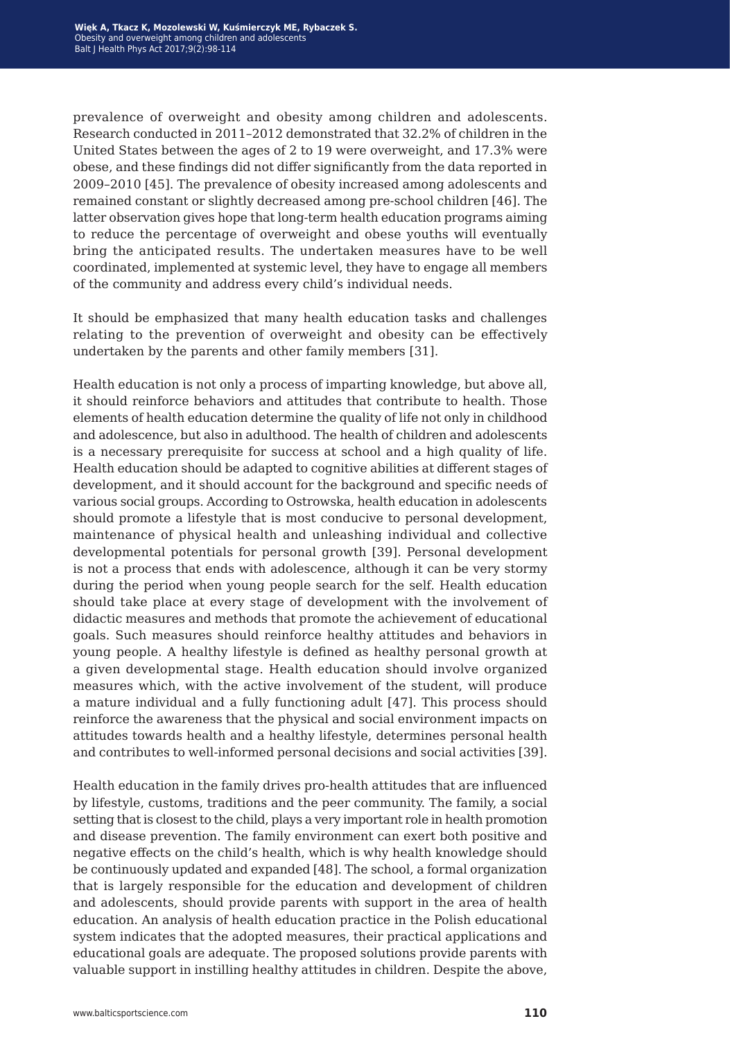prevalence of overweight and obesity among children and adolescents. Research conducted in 2011–2012 demonstrated that 32.2% of children in the United States between the ages of 2 to 19 were overweight, and 17.3% were obese, and these findings did not differ significantly from the data reported in 2009–2010 [45]. The prevalence of obesity increased among adolescents and remained constant or slightly decreased among pre-school children [46]. The latter observation gives hope that long-term health education programs aiming to reduce the percentage of overweight and obese youths will eventually bring the anticipated results. The undertaken measures have to be well coordinated, implemented at systemic level, they have to engage all members of the community and address every child's individual needs.

It should be emphasized that many health education tasks and challenges relating to the prevention of overweight and obesity can be effectively undertaken by the parents and other family members [31].

Health education is not only a process of imparting knowledge, but above all, it should reinforce behaviors and attitudes that contribute to health. Those elements of health education determine the quality of life not only in childhood and adolescence, but also in adulthood. The health of children and adolescents is a necessary prerequisite for success at school and a high quality of life. Health education should be adapted to cognitive abilities at different stages of development, and it should account for the background and specific needs of various social groups. According to Ostrowska, health education in adolescents should promote a lifestyle that is most conducive to personal development, maintenance of physical health and unleashing individual and collective developmental potentials for personal growth [39]. Personal development is not a process that ends with adolescence, although it can be very stormy during the period when young people search for the self. Health education should take place at every stage of development with the involvement of didactic measures and methods that promote the achievement of educational goals. Such measures should reinforce healthy attitudes and behaviors in young people. A healthy lifestyle is defined as healthy personal growth at a given developmental stage. Health education should involve organized measures which, with the active involvement of the student, will produce a mature individual and a fully functioning adult [47]. This process should reinforce the awareness that the physical and social environment impacts on attitudes towards health and a healthy lifestyle, determines personal health and contributes to well-informed personal decisions and social activities [39].

Health education in the family drives pro-health attitudes that are influenced by lifestyle, customs, traditions and the peer community. The family, a social setting that is closest to the child, plays a very important role in health promotion and disease prevention. The family environment can exert both positive and negative effects on the child's health, which is why health knowledge should be continuously updated and expanded [48]. The school, a formal organization that is largely responsible for the education and development of children and adolescents, should provide parents with support in the area of health education. An analysis of health education practice in the Polish educational system indicates that the adopted measures, their practical applications and educational goals are adequate. The proposed solutions provide parents with valuable support in instilling healthy attitudes in children. Despite the above,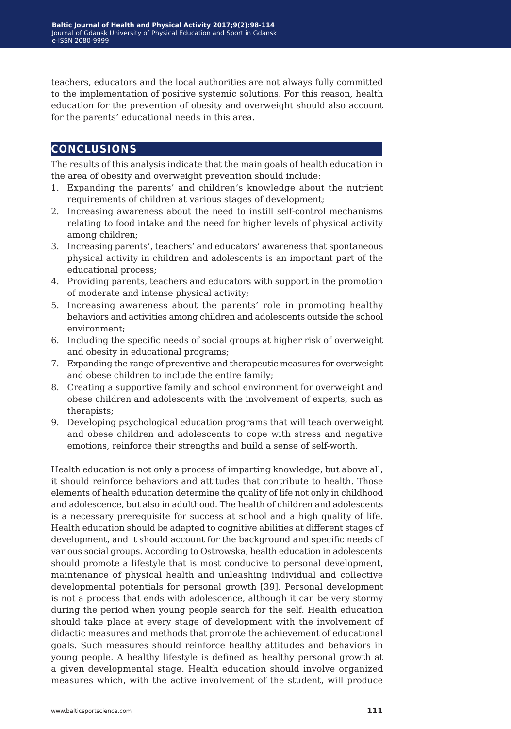teachers, educators and the local authorities are not always fully committed to the implementation of positive systemic solutions. For this reason, health education for the prevention of obesity and overweight should also account for the parents' educational needs in this area.

## CONCLUSIONS

The results of this analysis indicate that the main goals of health education in the area of obesity and overweight prevention should include:

1. Expanding the parents' and children's knowledge about the nutrient requirements of children at various stages of development;
2. Increasing awareness about the need to instill self-control mechanisms relating to food intake and the need for higher levels of physical activity among children;
3. Increasing parents', teachers' and educators' awareness that spontaneous physical activity in children and adolescents is an important part of the educational process;
4. Providing parents, teachers and educators with support in the promotion of moderate and intense physical activity;
5. Increasing awareness about the parents' role in promoting healthy behaviors and activities among children and adolescents outside the school environment;
6. Including the specific needs of social groups at higher risk of overweight and obesity in educational programs;
7. Expanding the range of preventive and therapeutic measures for overweight and obese children to include the entire family;
8. Creating a supportive family and school environment for overweight and obese children and adolescents with the involvement of experts, such as therapists;
9. Developing psychological education programs that will teach overweight and obese children and adolescents to cope with stress and negative emotions, reinforce their strengths and build a sense of self-worth.

Health education is not only a process of imparting knowledge, but above all, it should reinforce behaviors and attitudes that contribute to health. Those elements of health education determine the quality of life not only in childhood and adolescence, but also in adulthood. The health of children and adolescents is a necessary prerequisite for success at school and a high quality of life. Health education should be adapted to cognitive abilities at different stages of development, and it should account for the background and specific needs of various social groups. According to Ostrowska, health education in adolescents should promote a lifestyle that is most conducive to personal development, maintenance of physical health and unleashing individual and collective developmental potentials for personal growth [39]. Personal development is not a process that ends with adolescence, although it can be very stormy during the period when young people search for the self. Health education should take place at every stage of development with the involvement of didactic measures and methods that promote the achievement of educational goals. Such measures should reinforce healthy attitudes and behaviors in young people. A healthy lifestyle is defined as healthy personal growth at a given developmental stage. Health education should involve organized measures which, with the active involvement of the student, will produce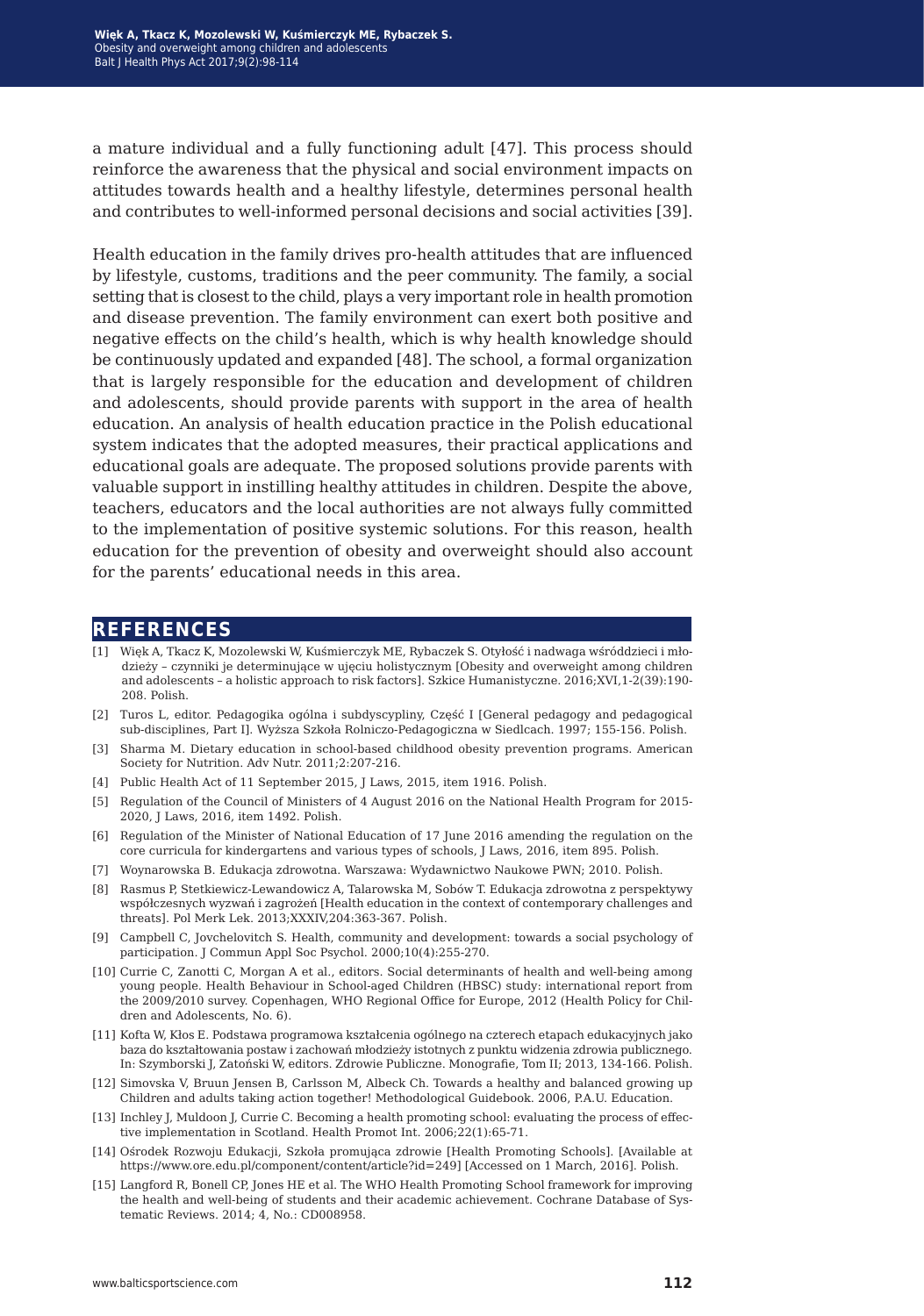a mature individual and a fully functioning adult [47]. This process should reinforce the awareness that the physical and social environment impacts on attitudes towards health and a healthy lifestyle, determines personal health and contributes to well-informed personal decisions and social activities [39].

Health education in the family drives pro-health attitudes that are influenced by lifestyle, customs, traditions and the peer community. The family, a social setting that is closest to the child, plays a very important role in health promotion and disease prevention. The family environment can exert both positive and negative effects on the child's health, which is why health knowledge should be continuously updated and expanded [48]. The school, a formal organization that is largely responsible for the education and development of children and adolescents, should provide parents with support in the area of health education. An analysis of health education practice in the Polish educational system indicates that the adopted measures, their practical applications and educational goals are adequate. The proposed solutions provide parents with valuable support in instilling healthy attitudes in children. Despite the above, teachers, educators and the local authorities are not always fully committed to the implementation of positive systemic solutions. For this reason, health education for the prevention of obesity and overweight should also account for the parents' educational needs in this area.

## REFERENCES

[1] Więk A, Tkacz K, Mozolewski W, Kuśmierczyk ME, Rybaczek S. Otyłość i nadwaga wśróddzieci i młodzieży – czynniki je determinujące w ujęciu holistycznym [Obesity and overweight among children and adolescents – a holistic approach to risk factors]. Szkice Humanistyczne. 2016;XVI,1-2(39):190-208. Polish.

[2] Turos L, editor. Pedagogika ogólna i subdyscypliny, Część I [General pedagogy and pedagogical sub-disciplines, Part I]. Wyższa Szkoła Rolniczo-Pedagogiczna w Siedlcach. 1997; 155-156. Polish.

[3] Sharma M. Dietary education in school-based childhood obesity prevention programs. American Society for Nutrition. Adv Nutr. 2011;2:207-216.

[4] Public Health Act of 11 September 2015, J Laws, 2015, item 1916. Polish.

[5] Regulation of the Council of Ministers of 4 August 2016 on the National Health Program for 2015-2020, J Laws, 2016, item 1492. Polish.

[6] Regulation of the Minister of National Education of 17 June 2016 amending the regulation on the core curricula for kindergartens and various types of schools, J Laws, 2016, item 895. Polish.

[7] Woynarowska B. Edukacja zdrowotna. Warszawa: Wydawnictwo Naukowe PWN; 2010. Polish.

[8] Rasmus P, Stetkiewicz-Lewandowicz A, Talarowska M, Sobów T. Edukacja zdrowotna z perspektywy współczesnych wyzwań i zagrożeń [Health education in the context of contemporary challenges and threats]. Pol Merk Lek. 2013;XXXIV,204:363-367. Polish.

[9] Campbell C, Jovchelovitch S. Health, community and development: towards a social psychology of participation. J Commun Appl Soc Psychol. 2000;10(4):255-270.

[10] Currie C, Zanotti C, Morgan A et al., editors. Social determinants of health and well-being among young people. Health Behaviour in School-aged Children (HBSC) study: international report from the 2009/2010 survey. Copenhagen, WHO Regional Office for Europe, 2012 (Health Policy for Children and Adolescents, No. 6).

[11] Kofta W, Kłos E. Podstawa programowa kształcenia ogólnego na czterech etapach edukacyjnych jako baza do kształtowania postaw i zachowań młodzieży istotnych z punktu widzenia zdrowia publicznego. In: Szymborski J, Zatoński W, editors. Zdrowie Publiczne. Monografie, Tom II; 2013, 134-166. Polish.

[12] Simovska V, Bruun Jensen B, Carlsson M, Albeck Ch. Towards a healthy and balanced growing up Children and adults taking action together! Methodological Guidebook. 2006, P.A.U. Education.

[13] Inchley J, Muldoon J, Currie C. Becoming a health promoting school: evaluating the process of effective implementation in Scotland. Health Promot Int. 2006;22(1):65-71.

[14] Ośrodek Rozwoju Edukacji, Szkoła promująca zdrowie [Health Promoting Schools]. [Available at https://www.ore.edu.pl/component/content/article?id=249] [Accessed on 1 March, 2016]. Polish.

[15] Langford R, Bonell CP, Jones HE et al. The WHO Health Promoting School framework for improving the health and well-being of students and their academic achievement. Cochrane Database of Systematic Reviews. 2014; 4, No.: CD008958.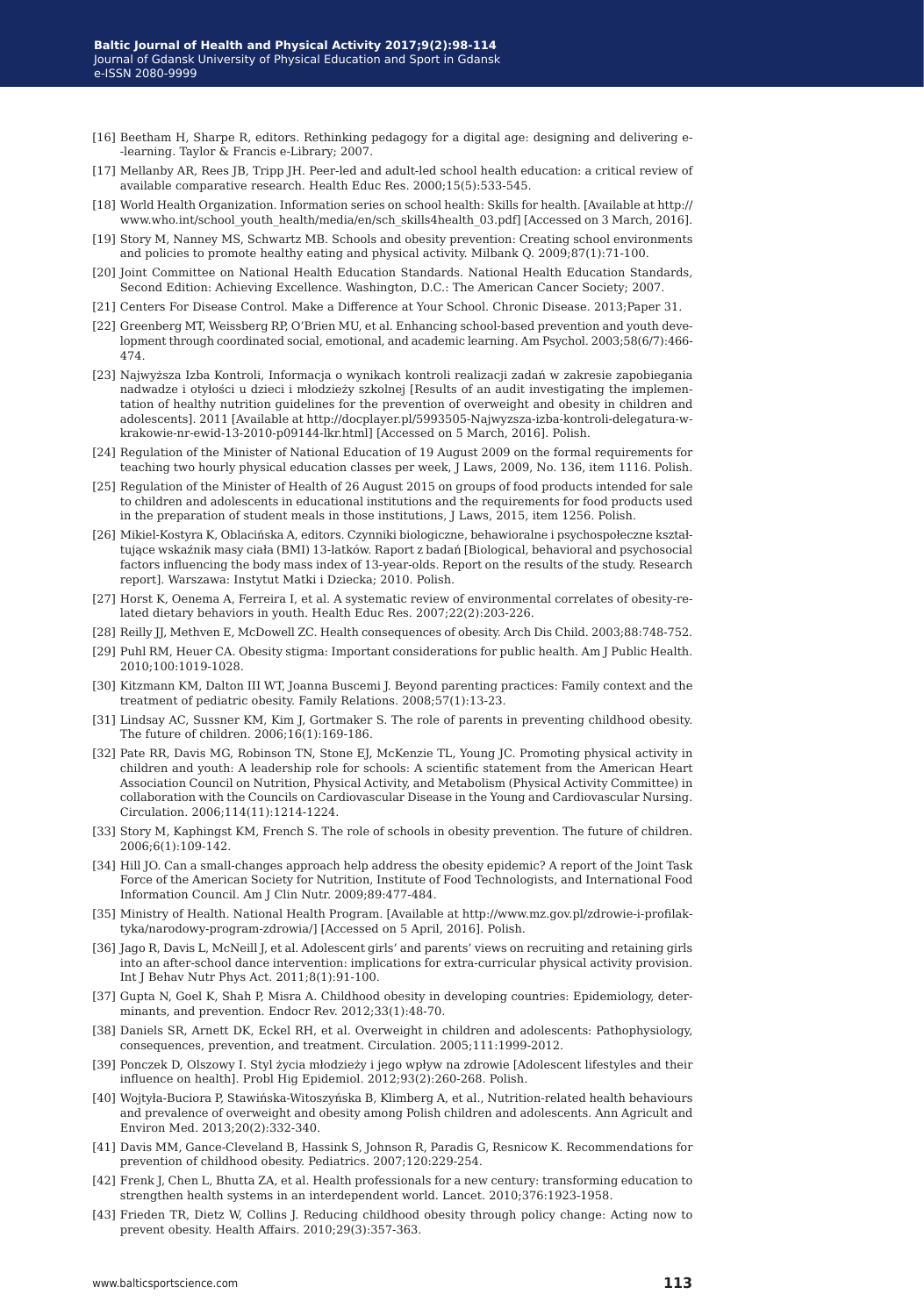[16] Beetham H, Sharpe R, editors. Rethinking pedagogy for a digital age: designing and delivering e-learning. Taylor & Francis e-Library; 2007.

[17] Mellanby AR, Rees JB, Tripp JH. Peer-led and adult-led school health education: a critical review of available comparative research. Health Educ Res. 2000;15(5):533-545.

[18] World Health Organization. Information series on school health: Skills for health. [Available at http://www.who.int/school_youth_health/media/en/sch_skills4health_03.pdf] [Accessed on 3 March, 2016].

[19] Story M, Nanney MS, Schwartz MB. Schools and obesity prevention: Creating school environments and policies to promote healthy eating and physical activity. Milbank Q. 2009;87(1):71-100.

[20] Joint Committee on National Health Education Standards. National Health Education Standards, Second Edition: Achieving Excellence. Washington, D.C.: The American Cancer Society; 2007.

[21] Centers For Disease Control. Make a Difference at Your School. Chronic Disease. 2013;Paper 31.

[22] Greenberg MT, Weissberg RP, O'Brien MU, et al. Enhancing school-based prevention and youth development through coordinated social, emotional, and academic learning. Am Psychol. 2003;58(6/7):466-474.

[23] Najwyższa Izba Kontroli, Informacja o wynikach kontroli realizacji zadań w zakresie zapobiegania nadwadze i otyłości u dzieci i młodzieży szkolnej [Results of an audit investigating the implementation of healthy nutrition guidelines for the prevention of overweight and obesity in children and adolescents]. 2011 [Available at http://docplayer.pl/5993505-Najwyzsza-izba-kontroli-delegatura-w-krakowie-nr-ewid-13-2010-p09144-lkr.html] [Accessed on 5 March, 2016]. Polish.

[24] Regulation of the Minister of National Education of 19 August 2009 on the formal requirements for teaching two hourly physical education classes per week, J Laws, 2009, No. 136, item 1116. Polish.

[25] Regulation of the Minister of Health of 26 August 2015 on groups of food products intended for sale to children and adolescents in educational institutions and the requirements for food products used in the preparation of student meals in those institutions, J Laws, 2015, item 1256. Polish.

[26] Mikiel-Kostyra K, Oblacińska A, editors. Czynniki biologiczne, behawioralne i psychospołeczne kształtujące wskaźnik masy ciała (BMI) 13-latków. Raport z badań [Biological, behavioral and psychosocial factors influencing the body mass index of 13-year-olds. Report on the results of the study. Research report]. Warszawa: Instytut Matki i Dziecka; 2010. Polish.

[27] Horst K, Oenema A, Ferreira I, et al. A systematic review of environmental correlates of obesity-related dietary behaviors in youth. Health Educ Res. 2007;22(2):203-226.

[28] Reilly JJ, Methven E, McDowell ZC. Health consequences of obesity. Arch Dis Child. 2003;88:748-752.

[29] Puhl RM, Heuer CA. Obesity stigma: Important considerations for public health. Am J Public Health. 2010;100:1019-1028.

[30] Kitzmann KM, Dalton III WT, Joanna Buscemi J. Beyond parenting practices: Family context and the treatment of pediatric obesity. Family Relations. 2008;57(1):13-23.

[31] Lindsay AC, Sussner KM, Kim J, Gortmaker S. The role of parents in preventing childhood obesity. The future of children. 2006;16(1):169-186.

[32] Pate RR, Davis MG, Robinson TN, Stone EJ, McKenzie TL, Young JC. Promoting physical activity in children and youth: A leadership role for schools: A scientific statement from the American Heart Association Council on Nutrition, Physical Activity, and Metabolism (Physical Activity Committee) in collaboration with the Councils on Cardiovascular Disease in the Young and Cardiovascular Nursing. Circulation. 2006;114(11):1214-1224.

[33] Story M, Kaphingst KM, French S. The role of schools in obesity prevention. The future of children. 2006;6(1):109-142.

[34] Hill JO. Can a small-changes approach help address the obesity epidemic? A report of the Joint Task Force of the American Society for Nutrition, Institute of Food Technologists, and International Food Information Council. Am J Clin Nutr. 2009;89:477-484.

[35] Ministry of Health. National Health Program. [Available at http://www.mz.gov.pl/zdrowie-i-profilaktyka/narodowy-program-zdrowia/] [Accessed on 5 April, 2016]. Polish.

[36] Jago R, Davis L, McNeill J, et al. Adolescent girls' and parents' views on recruiting and retaining girls into an after-school dance intervention: implications for extra-curricular physical activity provision. Int J Behav Nutr Phys Act. 2011;8(1):91-100.

[37] Gupta N, Goel K, Shah P, Misra A. Childhood obesity in developing countries: Epidemiology, determinants, and prevention. Endocr Rev. 2012;33(1):48-70.

[38] Daniels SR, Arnett DK, Eckel RH, et al. Overweight in children and adolescents: Pathophysiology, consequences, prevention, and treatment. Circulation. 2005;111:1999-2012.

[39] Ponczek D, Olszowy I. Styl życia młodzieży i jego wpływ na zdrowie [Adolescent lifestyles and their influence on health]. Probl Hig Epidemiol. 2012;93(2):260-268. Polish.

[40] Wojtyła-Buciora P, Stawińska-Witoszyńska B, Klimberg A, et al., Nutrition-related health behaviours and prevalence of overweight and obesity among Polish children and adolescents. Ann Agricult and Environ Med. 2013;20(2):332-340.

[41] Davis MM, Gance-Cleveland B, Hassink S, Johnson R, Paradis G, Resnicow K. Recommendations for prevention of childhood obesity. Pediatrics. 2007;120:229-254.

[42] Frenk J, Chen L, Bhutta ZA, et al. Health professionals for a new century: transforming education to strengthen health systems in an interdependent world. Lancet. 2010;376:1923-1958.

[43] Frieden TR, Dietz W, Collins J. Reducing childhood obesity through policy change: Acting now to prevent obesity. Health Affairs. 2010;29(3):357-363.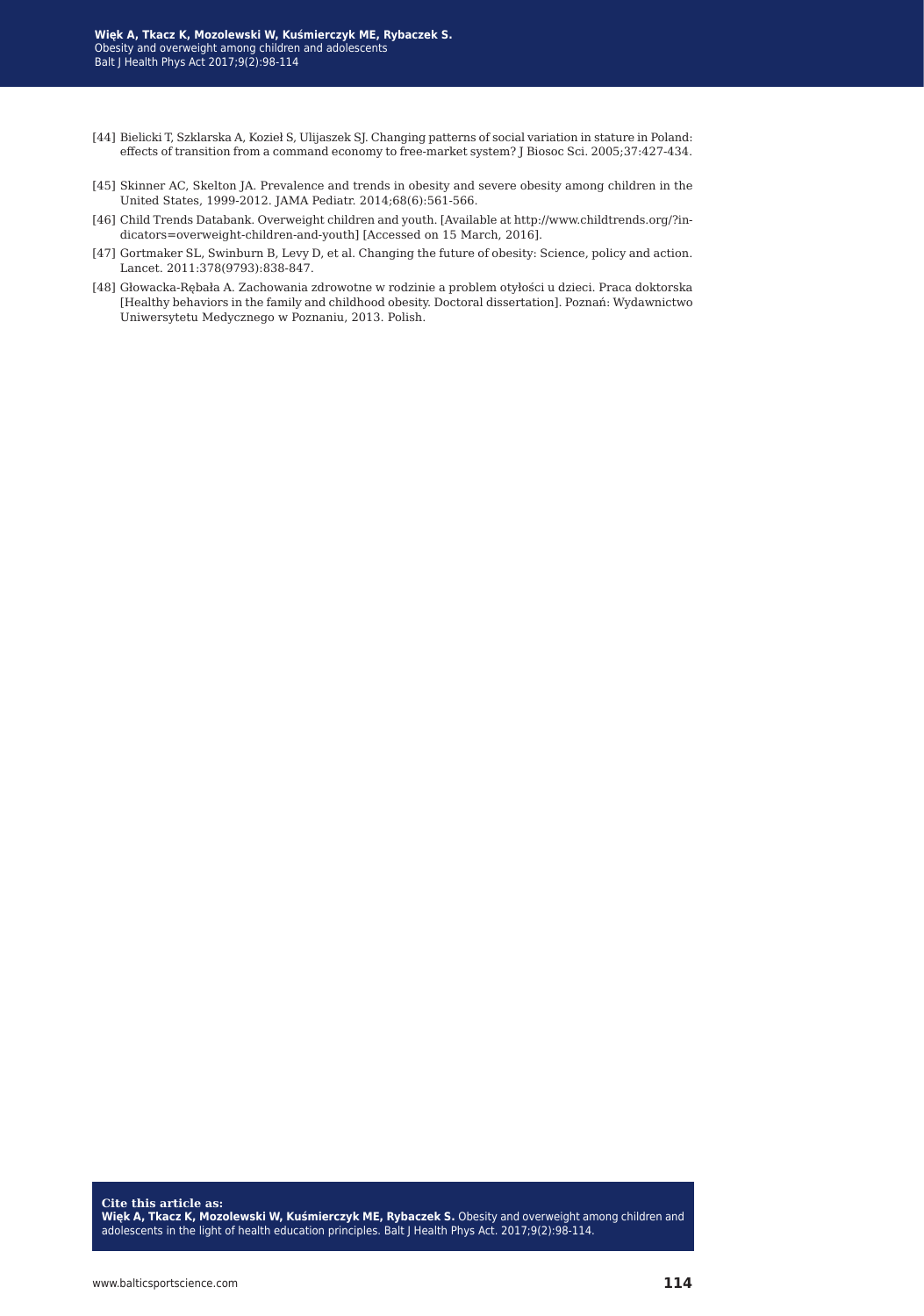[44] Bielicki T, Szklarska A, Kozieł S, Ulijaszek SJ. Changing patterns of social variation in stature in Poland: effects of transition from a command economy to free-market system? J Biosoc Sci. 2005;37:427-434.

[45] Skinner AC, Skelton JA. Prevalence and trends in obesity and severe obesity among children in the United States, 1999-2012. JAMA Pediatr. 2014;68(6):561-566.

[46] Child Trends Databank. Overweight children and youth. [Available at http://www.childtrends.org/?indicators=overweight-children-and-youth] [Accessed on 15 March, 2016].

[47] Gortmaker SL, Swinburn B, Levy D, et al. Changing the future of obesity: Science, policy and action. Lancet. 2011:378(9793):838-847.

[48] Głowacka-Rębała A. Zachowania zdrowotne w rodzinie a problem otyłości u dzieci. Praca doktorska [Healthy behaviors in the family and childhood obesity. Doctoral dissertation]. Poznań: Wydawnictwo Uniwersytetu Medycznego w Poznaniu, 2013. Polish.

**Cite this article as:**
**Więk A, Tkacz K, Mozolewski W, Kuśmierczyk ME, Rybaczek S.** Obesity and overweight among children and adolescents in the light of health education principles. Balt J Health Phys Act. 2017;9(2):98-114.